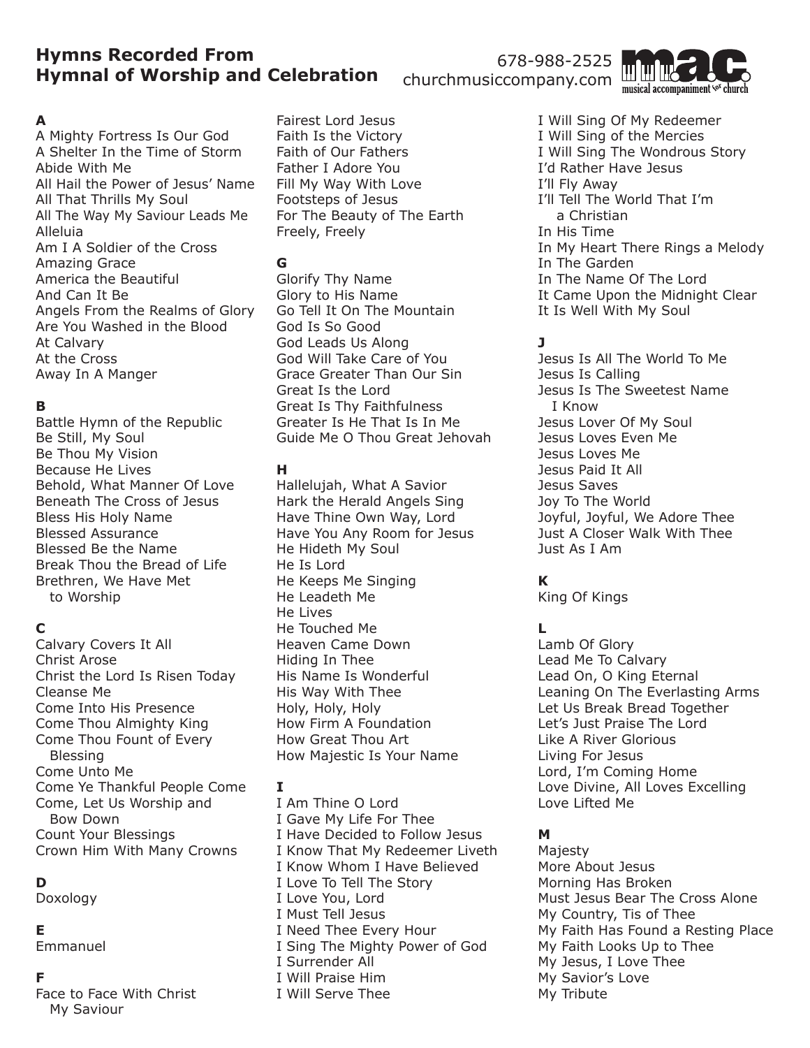# Hymns Recorded From Hymnal of Worship and Celebration

678-988-2525
churchmusiccompany.com

mac musical accompaniment for church

**A**

A Mighty Fortress Is Our God
A Shelter In the Time of Storm
Abide With Me
All Hail the Power of Jesus' Name
All That Thrills My Soul
All The Way My Saviour Leads Me
Alleluia
Am I A Soldier of the Cross
Amazing Grace
America the Beautiful
And Can It Be
Angels From the Realms of Glory
Are You Washed in the Blood
At Calvary
At the Cross
Away In A Manger

**B**

Battle Hymn of the Republic
Be Still, My Soul
Be Thou My Vision
Because He Lives
Behold, What Manner Of Love
Beneath The Cross of Jesus
Bless His Holy Name
Blessed Assurance
Blessed Be the Name
Break Thou the Bread of Life
Brethren, We Have Met to Worship

**C**

Calvary Covers It All
Christ Arose
Christ the Lord Is Risen Today
Cleanse Me
Come Into His Presence
Come Thou Almighty King
Come Thou Fount of Every Blessing
Come Unto Me
Come Ye Thankful People Come
Come, Let Us Worship and Bow Down
Count Your Blessings
Crown Him With Many Crowns

**D**

Doxology

**E**

Emmanuel

**F**

Face to Face With Christ My Saviour
Fairest Lord Jesus
Faith Is the Victory
Faith of Our Fathers
Father I Adore You
Fill My Way With Love
Footsteps of Jesus
For The Beauty of The Earth
Freely, Freely

**G**

Glorify Thy Name
Glory to His Name
Go Tell It On The Mountain
God Is So Good
God Leads Us Along
God Will Take Care of You
Grace Greater Than Our Sin
Great Is the Lord
Great Is Thy Faithfulness
Greater Is He That Is In Me
Guide Me O Thou Great Jehovah

**H**

Hallelujah, What A Savior
Hark the Herald Angels Sing
Have Thine Own Way, Lord
Have You Any Room for Jesus
He Hideth My Soul
He Is Lord
He Keeps Me Singing
He Leadeth Me
He Lives
He Touched Me
Heaven Came Down
Hiding In Thee
His Name Is Wonderful
His Way With Thee
Holy, Holy, Holy
How Firm A Foundation
How Great Thou Art
How Majestic Is Your Name

**I**

I Am Thine O Lord
I Gave My Life For Thee
I Have Decided to Follow Jesus
I Know That My Redeemer Liveth
I Know Whom I Have Believed
I Love To Tell The Story
I Love You, Lord
I Must Tell Jesus
I Need Thee Every Hour
I Sing The Mighty Power of God
I Surrender All
I Will Praise Him
I Will Serve Thee
I Will Sing Of My Redeemer
I Will Sing of the Mercies
I Will Sing The Wondrous Story
I'd Rather Have Jesus
I'll Fly Away
I'll Tell The World That I'm a Christian
In His Time
In My Heart There Rings a Melody
In The Garden
In The Name Of The Lord
It Came Upon the Midnight Clear
It Is Well With My Soul

**J**

Jesus Is All The World To Me
Jesus Is Calling
Jesus Is The Sweetest Name I Know
Jesus Lover Of My Soul
Jesus Loves Even Me
Jesus Loves Me
Jesus Paid It All
Jesus Saves
Joy To The World
Joyful, Joyful, We Adore Thee
Just A Closer Walk With Thee
Just As I Am

**K**

King Of Kings

**L**

Lamb Of Glory
Lead Me To Calvary
Lead On, O King Eternal
Leaning On The Everlasting Arms
Let Us Break Bread Together
Let's Just Praise The Lord
Like A River Glorious
Living For Jesus
Lord, I'm Coming Home
Love Divine, All Loves Excelling
Love Lifted Me

**M**

Majesty
More About Jesus
Morning Has Broken
Must Jesus Bear The Cross Alone
My Country, Tis of Thee
My Faith Has Found a Resting Place
My Faith Looks Up to Thee
My Jesus, I Love Thee
My Savior's Love
My Tribute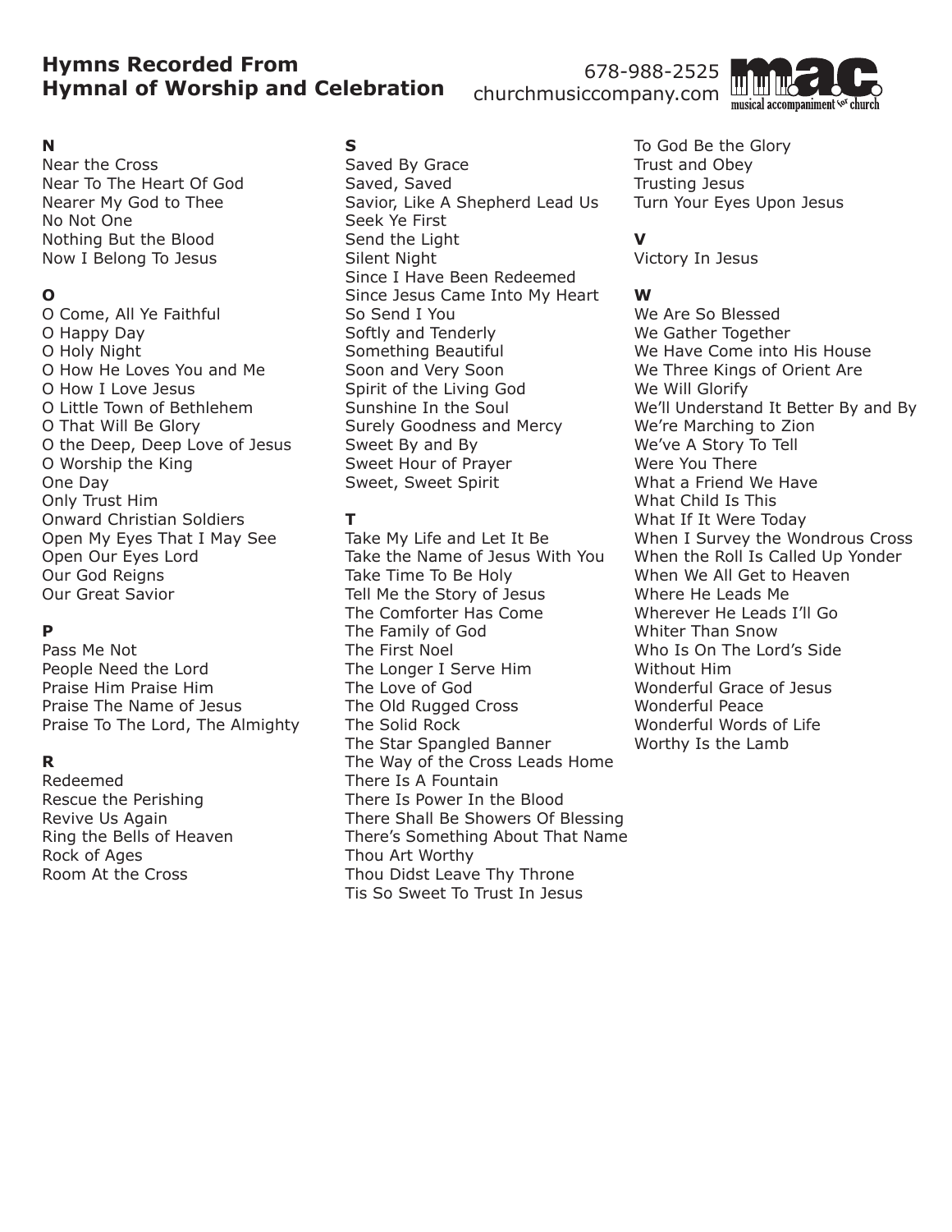# Hymns Recorded From Hymnal of Worship and Celebration

678-988-2525
churchmusiccompany.com

musical accompaniment for church

**N**

Near the Cross
Near To The Heart Of God
Nearer My God to Thee
No Not One
Nothing But the Blood
Now I Belong To Jesus

**O**

O Come, All Ye Faithful
O Happy Day
O Holy Night
O How He Loves You and Me
O How I Love Jesus
O Little Town of Bethlehem
O That Will Be Glory
O the Deep, Deep Love of Jesus
O Worship the King
One Day
Only Trust Him
Onward Christian Soldiers
Open My Eyes That I May See
Open Our Eyes Lord
Our God Reigns
Our Great Savior

**P**

Pass Me Not
People Need the Lord
Praise Him Praise Him
Praise The Name of Jesus
Praise To The Lord, The Almighty

**R**

Redeemed
Rescue the Perishing
Revive Us Again
Ring the Bells of Heaven
Rock of Ages
Room At the Cross

**S**

Saved By Grace
Saved, Saved
Savior, Like A Shepherd Lead Us
Seek Ye First
Send the Light
Silent Night
Since I Have Been Redeemed
Since Jesus Came Into My Heart
So Send I You
Softly and Tenderly
Something Beautiful
Soon and Very Soon
Spirit of the Living God
Sunshine In the Soul
Surely Goodness and Mercy
Sweet By and By
Sweet Hour of Prayer
Sweet, Sweet Spirit

**T**

Take My Life and Let It Be
Take the Name of Jesus With You
Take Time To Be Holy
Tell Me the Story of Jesus
The Comforter Has Come
The Family of God
The First Noel
The Longer I Serve Him
The Love of God
The Old Rugged Cross
The Solid Rock
The Star Spangled Banner
The Way of the Cross Leads Home
There Is A Fountain
There Is Power In the Blood
There Shall Be Showers Of Blessing
There's Something About That Name
Thou Art Worthy
Thou Didst Leave Thy Throne
Tis So Sweet To Trust In Jesus
To God Be the Glory
Trust and Obey
Trusting Jesus
Turn Your Eyes Upon Jesus

**V**

Victory In Jesus

**W**

We Are So Blessed
We Gather Together
We Have Come into His House
We Three Kings of Orient Are
We Will Glorify
We'll Understand It Better By and By
We're Marching to Zion
We've A Story To Tell
Were You There
What a Friend We Have
What Child Is This
What If It Were Today
When I Survey the Wondrous Cross
When the Roll Is Called Up Yonder
When We All Get to Heaven
Where He Leads Me
Wherever He Leads I'll Go
Whiter Than Snow
Who Is On The Lord's Side
Without Him
Wonderful Grace of Jesus
Wonderful Peace
Wonderful Words of Life
Worthy Is the Lamb